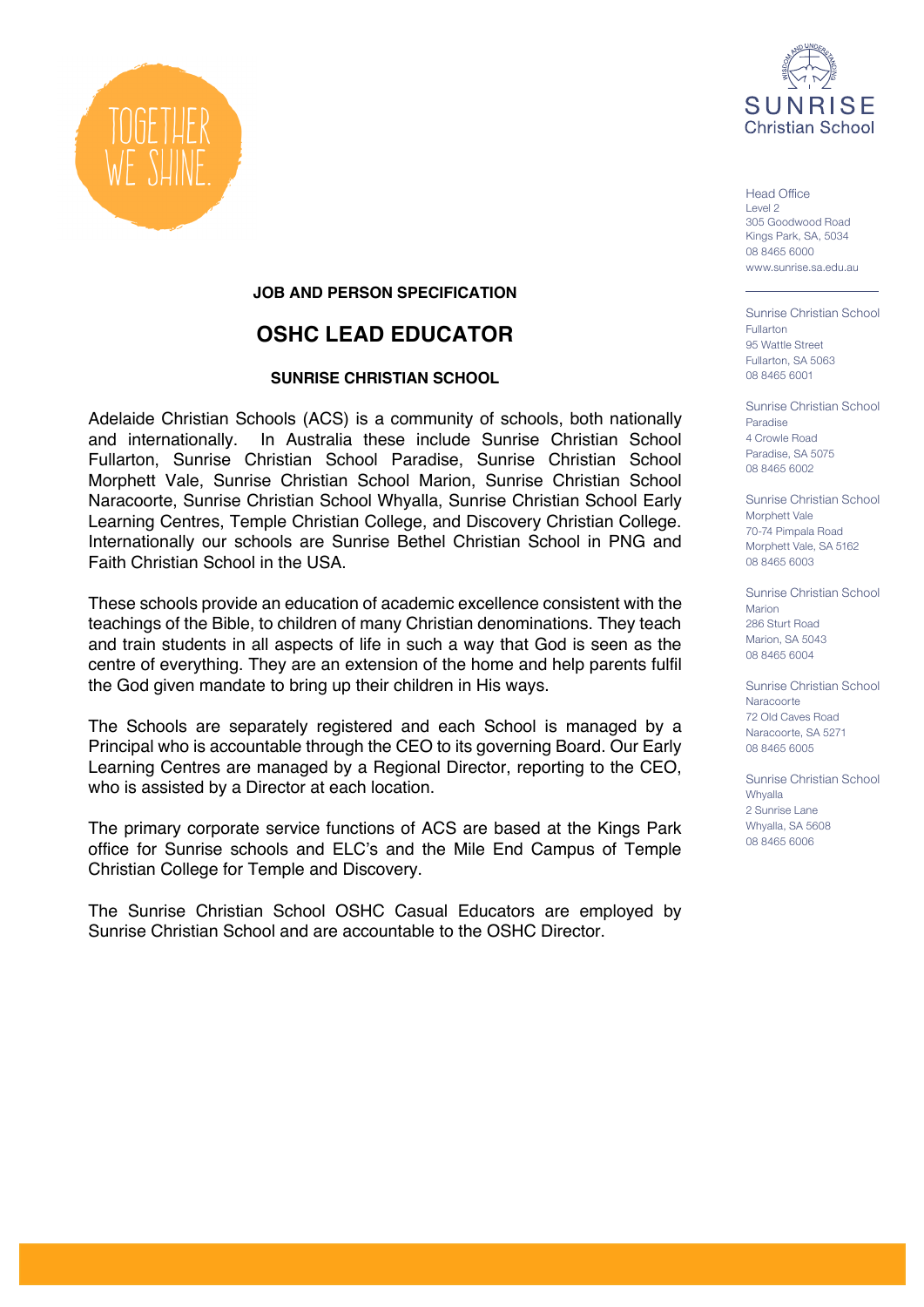TOGETHER WE SHINE.

SUNRISE Christian School

Head Office
Level 2
305 Goodwood Road
Kings Park, SA, 5034
08 8465 6000
www.sunrise.sa.edu.au

Sunrise Christian School
Fullarton
95 Wattle Street
Fullarton, SA 5063
08 8465 6001

Sunrise Christian School
Paradise
4 Crowle Road
Paradise, SA 5075
08 8465 6002

Sunrise Christian School
Morphett Vale
70-74 Pimpala Road
Morphett Vale, SA 5162
08 8465 6003

Sunrise Christian School
Marion
286 Sturt Road
Marion, SA 5043
08 8465 6004

Sunrise Christian School
Naracoorte
72 Old Caves Road
Naracoorte, SA 5271
08 8465 6005

Sunrise Christian School
Whyalla
2 Sunrise Lane
Whyalla, SA 5608
08 8465 6006

**JOB AND PERSON SPECIFICATION**

# OSHC LEAD EDUCATOR

**SUNRISE CHRISTIAN SCHOOL**

Adelaide Christian Schools (ACS) is a community of schools, both nationally and internationally. In Australia these include Sunrise Christian School Fullarton, Sunrise Christian School Paradise, Sunrise Christian School Morphett Vale, Sunrise Christian School Marion, Sunrise Christian School Naracoorte, Sunrise Christian School Whyalla, Sunrise Christian School Early Learning Centres, Temple Christian College, and Discovery Christian College. Internationally our schools are Sunrise Bethel Christian School in PNG and Faith Christian School in the USA.

These schools provide an education of academic excellence consistent with the teachings of the Bible, to children of many Christian denominations. They teach and train students in all aspects of life in such a way that God is seen as the centre of everything. They are an extension of the home and help parents fulfil the God given mandate to bring up their children in His ways.

The Schools are separately registered and each School is managed by a Principal who is accountable through the CEO to its governing Board. Our Early Learning Centres are managed by a Regional Director, reporting to the CEO, who is assisted by a Director at each location.

The primary corporate service functions of ACS are based at the Kings Park office for Sunrise schools and ELC's and the Mile End Campus of Temple Christian College for Temple and Discovery.

The Sunrise Christian School OSHC Casual Educators are employed by Sunrise Christian School and are accountable to the OSHC Director.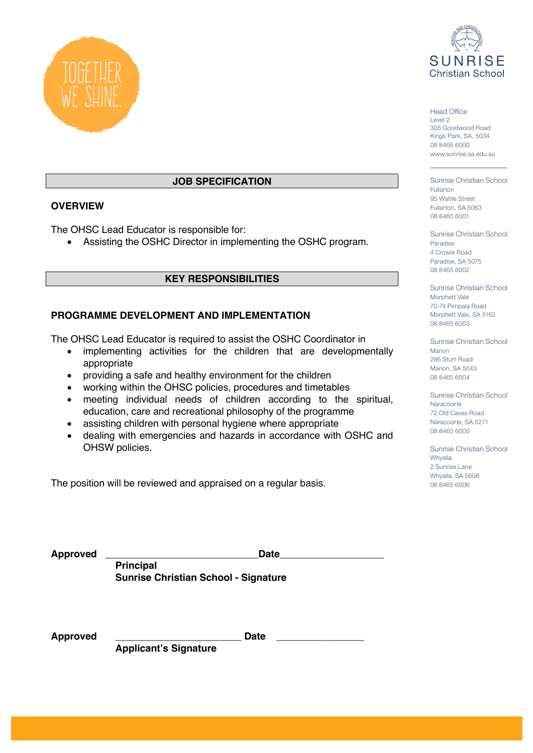TOGETHER WE SHINE.

SUNRISE Christian School

Head Office
Level 2
305 Goodwood Road
Kings Park, SA, 5034
08 8465 6000
www.sunrise.sa.edu.au

Sunrise Christian School
Fullarton
95 Wattle Street
Fullarton, SA 5063
08 8465 6001

Sunrise Christian School
Paradise
4 Crowle Road
Paradise, SA 5075
08 8465 6002

Sunrise Christian School
Morphett Vale
70-74 Pimpala Road
Morphett Vale, SA 5162
08 8465 6003

Sunrise Christian School
Marion
286 Sturt Road
Marion, SA 5043
08 8465 6004

Sunrise Christian School
Naracoorte
72 Old Caves Road
Naracoorte, SA 5271
08 8465 6005

Sunrise Christian School
Whyalla
2 Sunrise Lane
Whyalla, SA 5608
08 8465 6006

## JOB SPECIFICATION

### OVERVIEW

The OHSC Lead Educator is responsible for:

- Assisting the OSHC Director in implementing the OSHC program.

## KEY RESPONSIBILITIES

### PROGRAMME DEVELOPMENT AND IMPLEMENTATION

The OHSC Lead Educator is required to assist the OSHC Coordinator in

- implementing activities for the children that are developmentally appropriate
- providing a safe and healthy environment for the children
- working within the OHSC policies, procedures and timetables
- meeting individual needs of children according to the spiritual, education, care and recreational philosophy of the programme
- assisting children with personal hygiene where appropriate
- dealing with emergencies and hazards in accordance with OSHC and OHSW policies.

The position will be reviewed and appraised on a regular basis.

**Approved** ____________________________ **Date** ___________________
**Principal**
**Sunrise Christian School - Signature**

**Approved** _______________________ **Date** ________________
**Applicant's Signature**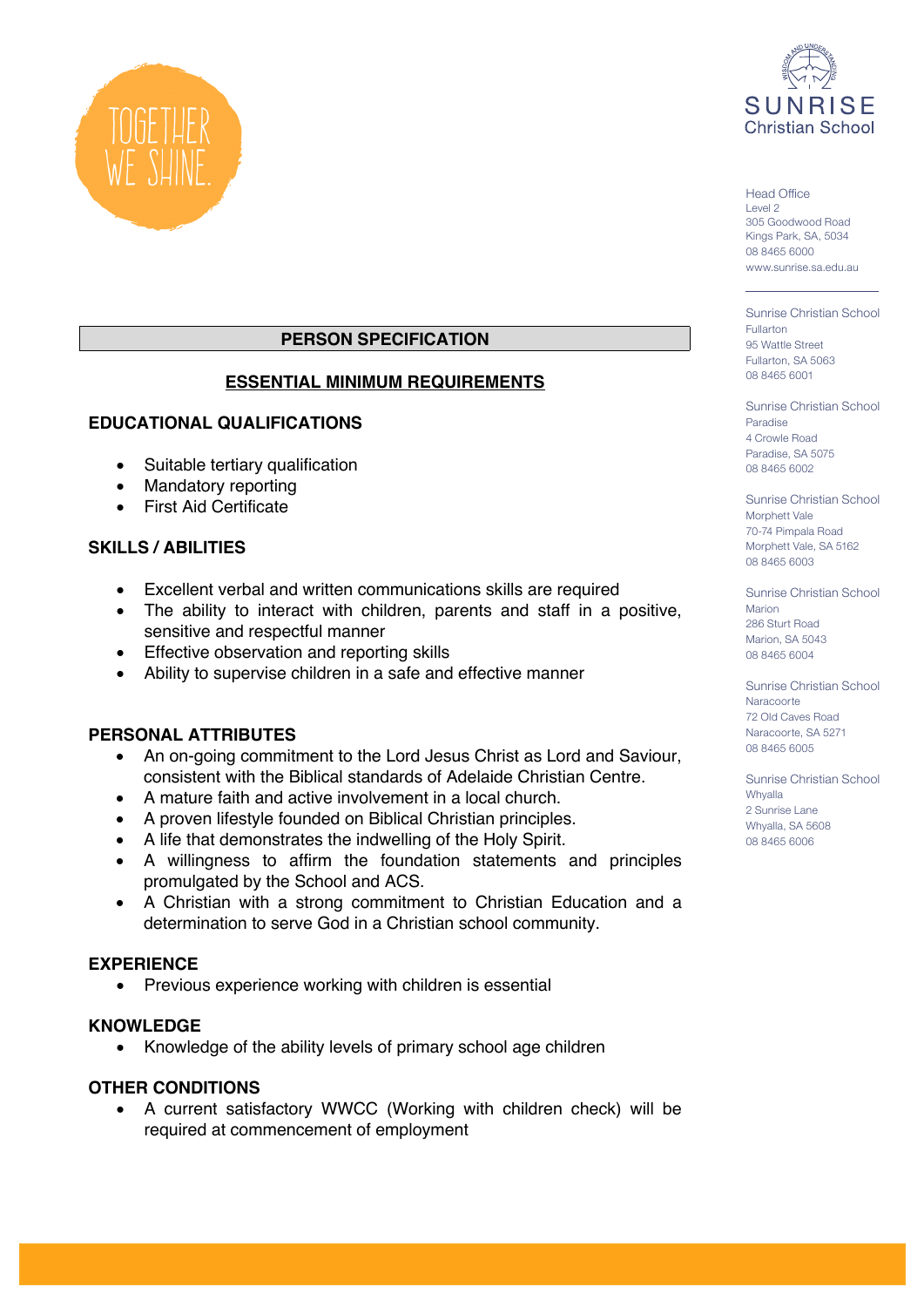TOGETHER WE SHINE.

SUNRISE Christian School

Head Office
Level 2
305 Goodwood Road
Kings Park, SA, 5034
08 8465 6000
www.sunrise.sa.edu.au

Sunrise Christian School
Fullarton
95 Wattle Street
Fullarton, SA 5063
08 8465 6001

Sunrise Christian School
Paradise
4 Crowle Road
Paradise, SA 5075
08 8465 6002

Sunrise Christian School
Morphett Vale
70-74 Pimpala Road
Morphett Vale, SA 5162
08 8465 6003

Sunrise Christian School
Marion
286 Sturt Road
Marion, SA 5043
08 8465 6004

Sunrise Christian School
Naracoorte
72 Old Caves Road
Naracoorte, SA 5271
08 8465 6005

Sunrise Christian School
Whyalla
2 Sunrise Lane
Whyalla, SA 5608
08 8465 6006

# PERSON SPECIFICATION

## ESSENTIAL MINIMUM REQUIREMENTS

### EDUCATIONAL QUALIFICATIONS

- Suitable tertiary qualification
- Mandatory reporting
- First Aid Certificate

### SKILLS / ABILITIES

- Excellent verbal and written communications skills are required
- The ability to interact with children, parents and staff in a positive, sensitive and respectful manner
- Effective observation and reporting skills
- Ability to supervise children in a safe and effective manner

### PERSONAL ATTRIBUTES

- An on-going commitment to the Lord Jesus Christ as Lord and Saviour, consistent with the Biblical standards of Adelaide Christian Centre.
- A mature faith and active involvement in a local church.
- A proven lifestyle founded on Biblical Christian principles.
- A life that demonstrates the indwelling of the Holy Spirit.
- A willingness to affirm the foundation statements and principles promulgated by the School and ACS.
- A Christian with a strong commitment to Christian Education and a determination to serve God in a Christian school community.

### EXPERIENCE

- Previous experience working with children is essential

### KNOWLEDGE

- Knowledge of the ability levels of primary school age children

### OTHER CONDITIONS

- A current satisfactory WWCC (Working with children check) will be required at commencement of employment